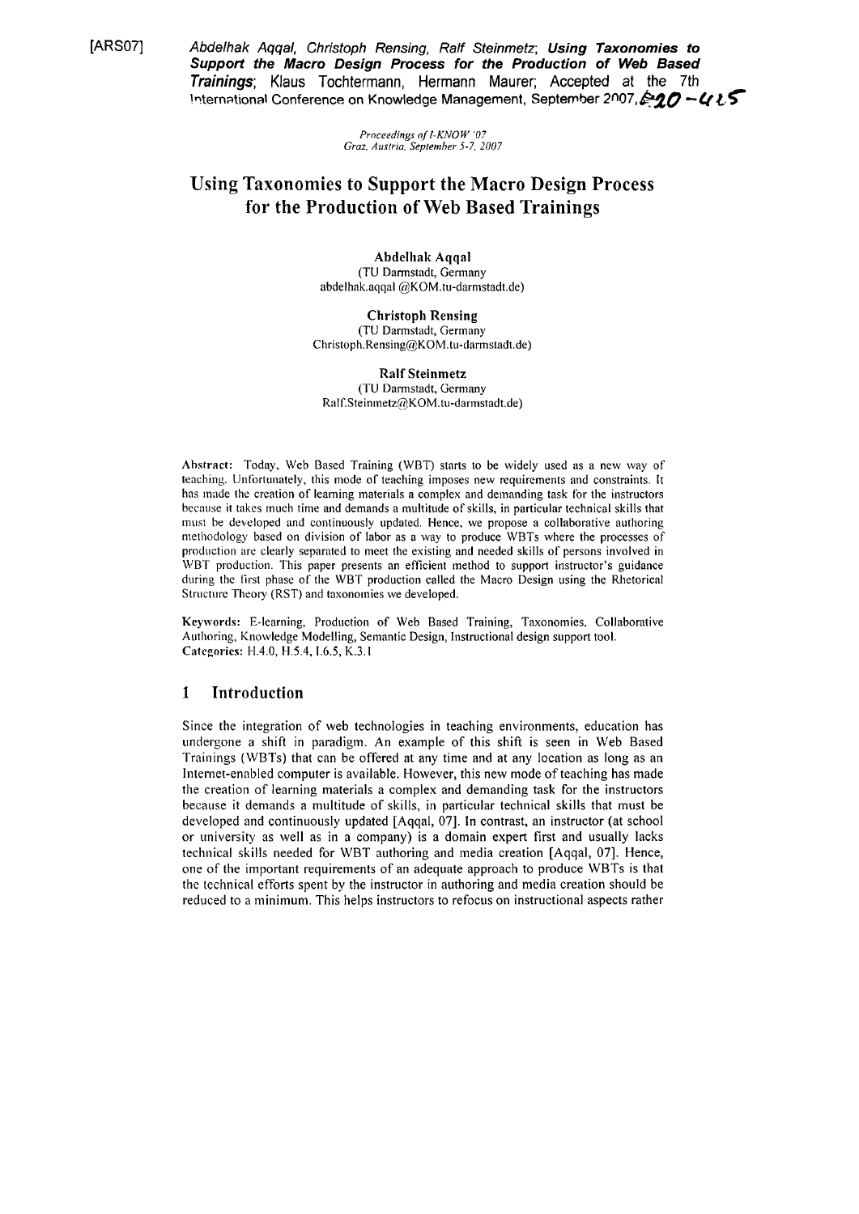[ARS07] *Abdelhak Aqqal, Christoph Rensing, Ralf Steinmetz*; ***Using Taxonomies to Support the Macro Design Process for the Production of Web Based Trainings***; Klaus Tochtermann, Hermann Maurer; Accepted at the 7th International Conference on Knowledge Management, September 2007, 420 - 425

*Proceedings of I-KNOW '07*
*Graz, Austria, September 5-7, 2007*

# Using Taxonomies to Support the Macro Design Process for the Production of Web Based Trainings

**Abdelhak Aqqal**
(TU Darmstadt, Germany
abdelhak.aqqal @KOM.tu-darmstadt.de)

**Christoph Rensing**
(TU Darmstadt, Germany
Christoph.Rensing@KOM.tu-darmstadt.de)

**Ralf Steinmetz**
(TU Darmstadt, Germany
Ralf.Steinmetz@KOM.tu-darmstadt.de)

**Abstract:** Today, Web Based Training (WBT) starts to be widely used as a new way of teaching. Unfortunately, this mode of teaching imposes new requirements and constraints. It has made the creation of learning materials a complex and demanding task for the instructors because it takes much time and demands a multitude of skills, in particular technical skills that must be developed and continuously updated. Hence, we propose a collaborative authoring methodology based on division of labor as a way to produce WBTs where the processes of production are clearly separated to meet the existing and needed skills of persons involved in WBT production. This paper presents an efficient method to support instructor's guidance during the first phase of the WBT production called the Macro Design using the Rhetorical Structure Theory (RST) and taxonomies we developed.

**Keywords:** E-learning, Production of Web Based Training, Taxonomies, Collaborative Authoring, Knowledge Modelling, Semantic Design, Instructional design support tool.
**Categories:** H.4.0, H.5.4, I.6.5, K.3.1

## 1 Introduction

Since the integration of web technologies in teaching environments, education has undergone a shift in paradigm. An example of this shift is seen in Web Based Trainings (WBTs) that can be offered at any time and at any location as long as an Internet-enabled computer is available. However, this new mode of teaching has made the creation of learning materials a complex and demanding task for the instructors because it demands a multitude of skills, in particular technical skills that must be developed and continuously updated [Aqqal, 07]. In contrast, an instructor (at school or university as well as in a company) is a domain expert first and usually lacks technical skills needed for WBT authoring and media creation [Aqqal, 07]. Hence, one of the important requirements of an adequate approach to produce WBTs is that the technical efforts spent by the instructor in authoring and media creation should be reduced to a minimum. This helps instructors to refocus on instructional aspects rather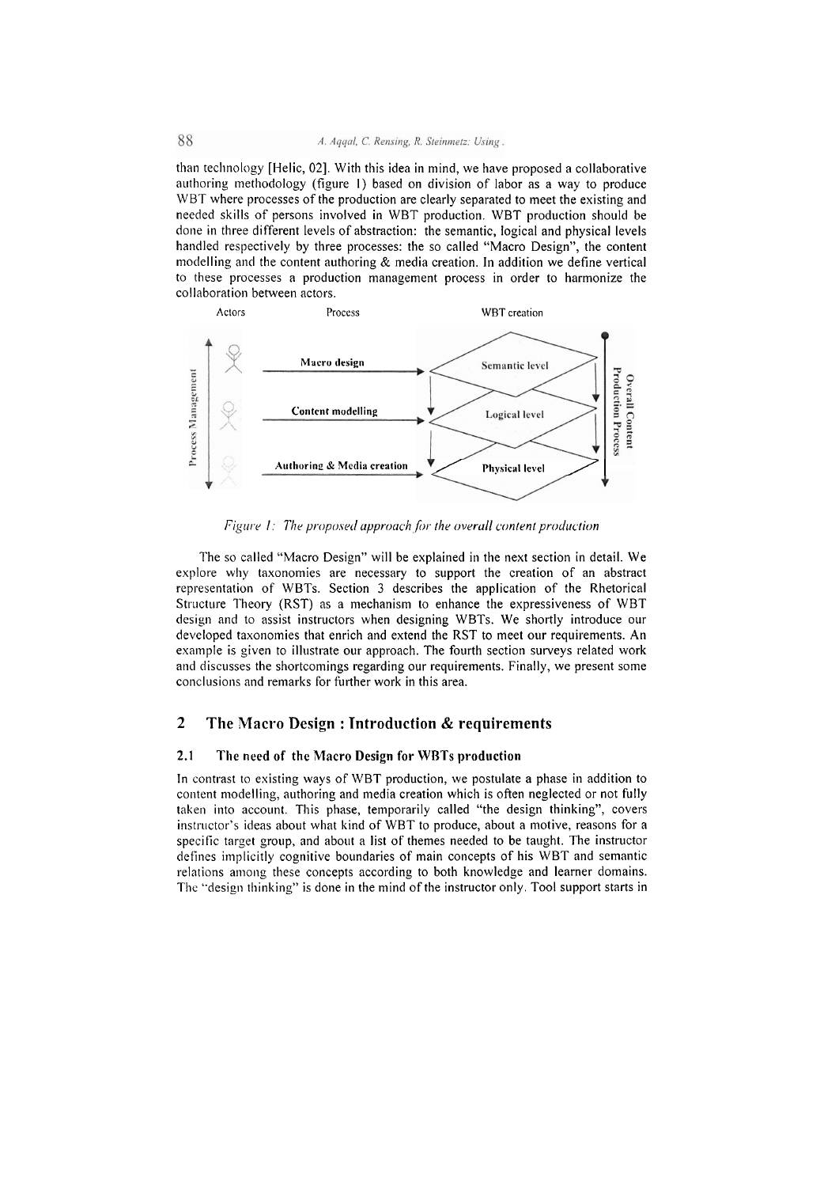than technology [Helic, 02]. With this idea in mind, we have proposed a collaborative authoring methodology (figure 1) based on division of labor as a way to produce WBT where processes of the production are clearly separated to meet the existing and needed skills of persons involved in WBT production. WBT production should be done in three different levels of abstraction: the semantic, logical and physical levels handled respectively by three processes: the so called "Macro Design", the content modelling and the content authoring & media creation. In addition we define vertical to these processes a production management process in order to harmonize the collaboration between actors.

*Figure 1: The proposed approach for the overall content production*

The so called "Macro Design" will be explained in the next section in detail. We explore why taxonomies are necessary to support the creation of an abstract representation of WBTs. Section 3 describes the application of the Rhetorical Structure Theory (RST) as a mechanism to enhance the expressiveness of WBT design and to assist instructors when designing WBTs. We shortly introduce our developed taxonomies that enrich and extend the RST to meet our requirements. An example is given to illustrate our approach. The fourth section surveys related work and discusses the shortcomings regarding our requirements. Finally, we present some conclusions and remarks for further work in this area.

## 2 The Macro Design : Introduction & requirements

### 2.1 The need of the Macro Design for WBTs production

In contrast to existing ways of WBT production, we postulate a phase in addition to content modelling, authoring and media creation which is often neglected or not fully taken into account. This phase, temporarily called "the design thinking", covers instructor's ideas about what kind of WBT to produce, about a motive, reasons for a specific target group, and about a list of themes needed to be taught. The instructor defines implicitly cognitive boundaries of main concepts of his WBT and semantic relations among these concepts according to both knowledge and learner domains. The "design thinking" is done in the mind of the instructor only. Tool support starts in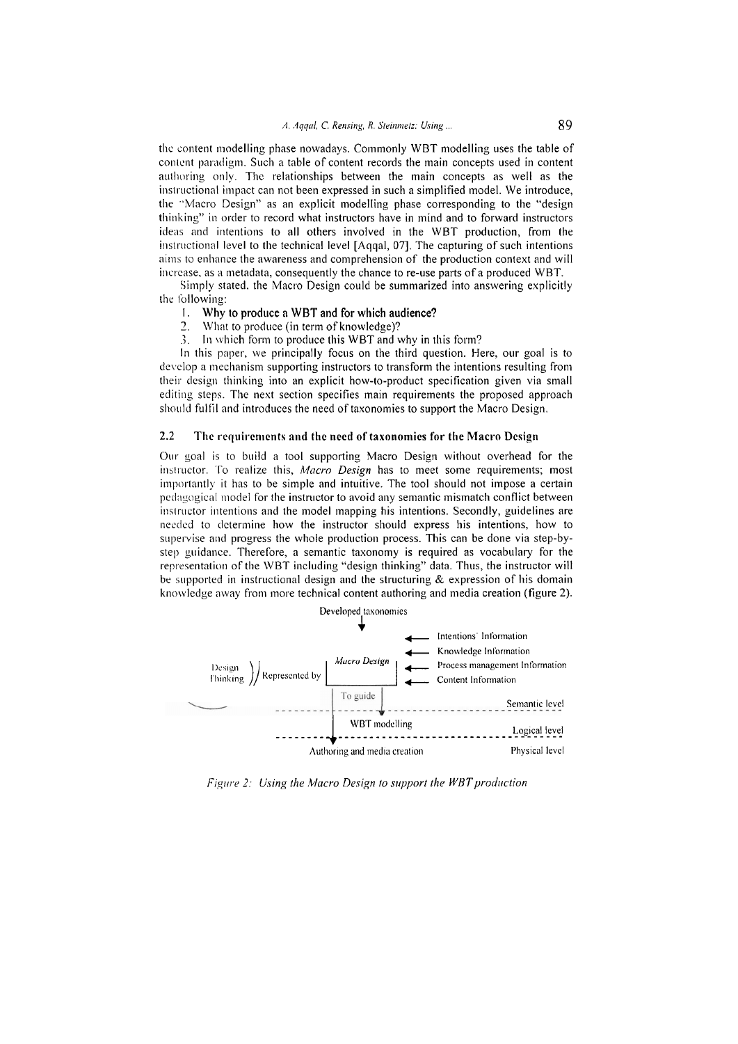the content modelling phase nowadays. Commonly WBT modelling uses the table of content paradigm. Such a table of content records the main concepts used in content authoring only. The relationships between the main concepts as well as the instructional impact can not been expressed in such a simplified model. We introduce, the "Macro Design" as an explicit modelling phase corresponding to the "design thinking" in order to record what instructors have in mind and to forward instructors ideas and intentions to all others involved in the WBT production, from the instructional level to the technical level [Aqqal, 07]. The capturing of such intentions aims to enhance the awareness and comprehension of the production context and will increase, as a metadata, consequently the chance to re-use parts of a produced WBT.

Simply stated, the Macro Design could be summarized into answering explicitly the following:

1. **Why to produce a WBT and for which audience?**
2. What to produce (in term of knowledge)?
3. In which form to produce this WBT and why in this form?

In this paper, we principally focus on the third question. Here, our goal is to develop a mechanism supporting instructors to transform the intentions resulting from their design thinking into an explicit how-to-product specification given via small editing steps. The next section specifies main requirements the proposed approach should fulfil and introduces the need of taxonomies to support the Macro Design.

### 2.2 The requirements and the need of taxonomies for the Macro Design

Our goal is to build a tool supporting Macro Design without overhead for the instructor. To realize this, *Macro Design* has to meet some requirements; most importantly it has to be simple and intuitive. The tool should not impose a certain pedagogical model for the instructor to avoid any semantic mismatch conflict between instructor intentions and the model mapping his intentions. Secondly, guidelines are needed to determine how the instructor should express his intentions, how to supervise and progress the whole production process. This can be done via step-by-step guidance. Therefore, a semantic taxonomy is required as vocabulary for the representation of the WBT including "design thinking" data. Thus, the instructor will be supported in instructional design and the structuring & expression of his domain knowledge away from more technical content authoring and media creation (figure 2).

Developed taxonomies

Design Thinking — Represented by — *Macro Design* ← Intentions' Information ← Knowledge Information ← Process management Information ← Content Information

To guide — Semantic level

WBT modelling — Logical level

Authoring and media creation — Physical level

*Figure 2: Using the Macro Design to support the WBT production*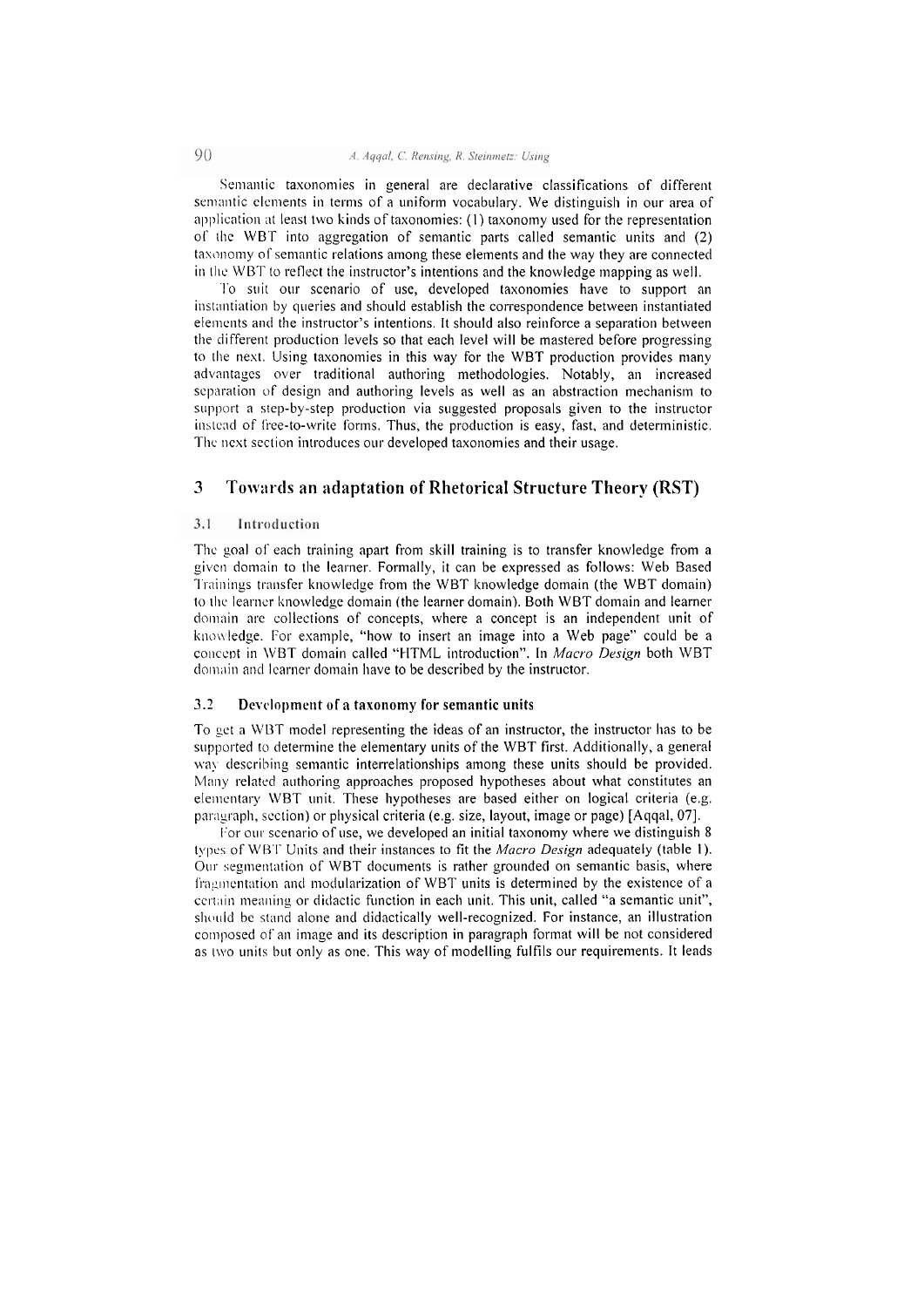Semantic taxonomies in general are declarative classifications of different semantic elements in terms of a uniform vocabulary. We distinguish in our area of application at least two kinds of taxonomies: (1) taxonomy used for the representation of the WBT into aggregation of semantic parts called semantic units and (2) taxonomy of semantic relations among these elements and the way they are connected in the WBT to reflect the instructor's intentions and the knowledge mapping as well.

To suit our scenario of use, developed taxonomies have to support an instantiation by queries and should establish the correspondence between instantiated elements and the instructor's intentions. It should also reinforce a separation between the different production levels so that each level will be mastered before progressing to the next. Using taxonomies in this way for the WBT production provides many advantages over traditional authoring methodologies. Notably, an increased separation of design and authoring levels as well as an abstraction mechanism to support a step-by-step production via suggested proposals given to the instructor instead of free-to-write forms. Thus, the production is easy, fast, and deterministic. The next section introduces our developed taxonomies and their usage.

# 3 Towards an adaptation of Rhetorical Structure Theory (RST)

## 3.1 Introduction

The goal of each training apart from skill training is to transfer knowledge from a given domain to the learner. Formally, it can be expressed as follows: Web Based Trainings transfer knowledge from the WBT knowledge domain (the WBT domain) to the learner knowledge domain (the learner domain). Both WBT domain and learner domain are collections of concepts, where a concept is an independent unit of knowledge. For example, "how to insert an image into a Web page" could be a concept in WBT domain called "HTML introduction". In *Macro Design* both WBT domain and learner domain have to be described by the instructor.

## 3.2 Development of a taxonomy for semantic units

To get a WBT model representing the ideas of an instructor, the instructor has to be supported to determine the elementary units of the WBT first. Additionally, a general way describing semantic interrelationships among these units should be provided. Many related authoring approaches proposed hypotheses about what constitutes an elementary WBT unit. These hypotheses are based either on logical criteria (e.g. paragraph, section) or physical criteria (e.g. size, layout, image or page) [Aqqal, 07].

For our scenario of use, we developed an initial taxonomy where we distinguish 8 types of WBT Units and their instances to fit the *Macro Design* adequately (table 1). Our segmentation of WBT documents is rather grounded on semantic basis, where fragmentation and modularization of WBT units is determined by the existence of a certain meaning or didactic function in each unit. This unit, called "a semantic unit", should be stand alone and didactically well-recognized. For instance, an illustration composed of an image and its description in paragraph format will be not considered as two units but only as one. This way of modelling fulfils our requirements. It leads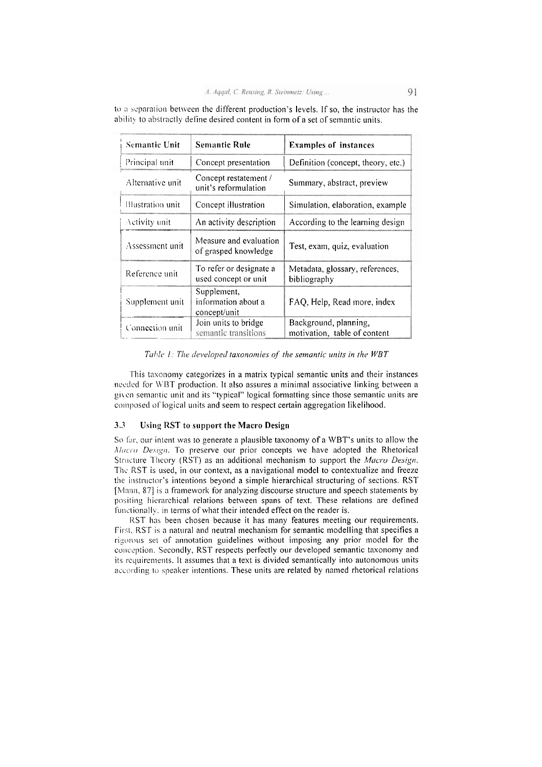to a separation between the different production's levels. If so, the instructor has the ability to abstractly define desired content in form of a set of semantic units.

| Semantic Unit | Semantic Rule | Examples of instances |
| --- | --- | --- |
| Principal unit | Concept presentation | Definition (concept, theory, etc.) |
| Alternative unit | Concept restatement / unit's reformulation | Summary, abstract, preview |
| Illustration unit | Concept illustration | Simulation, elaboration, example |
| Activity unit | An activity description | According to the learning design |
| Assessment unit | Measure and evaluation of grasped knowledge | Test, exam, quiz, evaluation |
| Reference unit | To refer or designate a used concept or unit | Metadata, glossary, references, bibliography |
| Supplement unit | Supplement, information about a concept/unit | FAQ, Help, Read more, index |
| Connection unit | Join units to bridge semantic transitions | Background, planning, motivation, table of content |

*Table 1: The developed taxonomies of the semantic units in the WBT*

This taxonomy categorizes in a matrix typical semantic units and their instances needed for WBT production. It also assures a minimal associative linking between a given semantic unit and its "typical" logical formatting since those semantic units are composed of logical units and seem to respect certain aggregation likelihood.

### 3.3 Using RST to support the Macro Design

So far, our intent was to generate a plausible taxonomy of a WBT's units to allow the *Macro Design*. To preserve our prior concepts we have adopted the Rhetorical Structure Theory (RST) as an additional mechanism to support the *Macro Design*. The RST is used, in our context, as a navigational model to contextualize and freeze the instructor's intentions beyond a simple hierarchical structuring of sections. RST [Mann, 87] is a framework for analyzing discourse structure and speech statements by positing hierarchical relations between spans of text. These relations are defined functionally, in terms of what their intended effect on the reader is.

RST has been chosen because it has many features meeting our requirements. First, RST is a natural and neutral mechanism for semantic modelling that specifies a rigorous set of annotation guidelines without imposing any prior model for the conception. Secondly, RST respects perfectly our developed semantic taxonomy and its requirements. It assumes that a text is divided semantically into autonomous units according to speaker intentions. These units are related by named rhetorical relations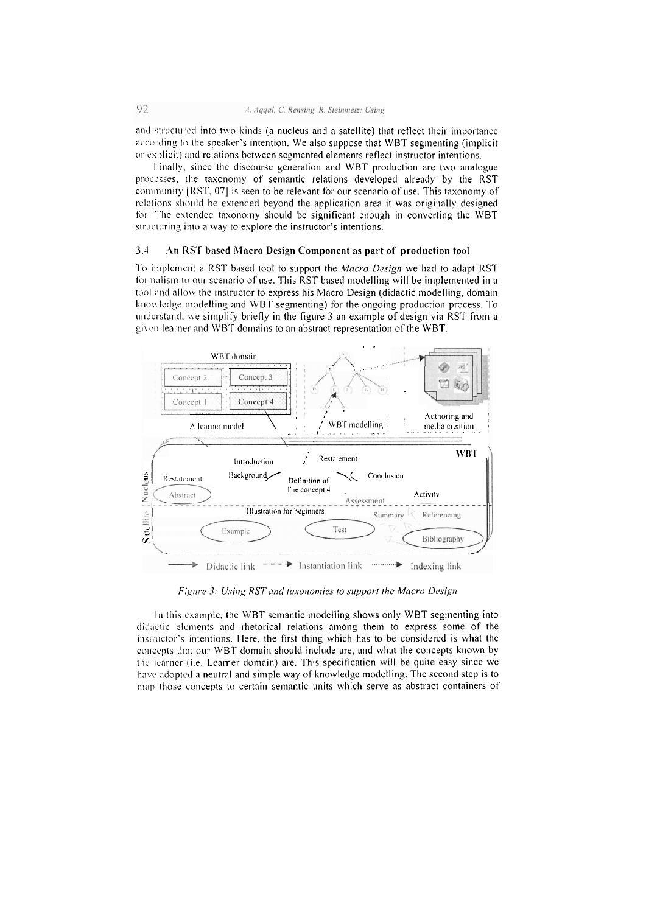and structured into two kinds (a nucleus and a satellite) that reflect their importance according to the speaker's intention. We also suppose that WBT segmenting (implicit or explicit) and relations between segmented elements reflect instructor intentions.

Finally, since the discourse generation and WBT production are two analogue processes, the taxonomy of semantic relations developed already by the RST community [RST, 07] is seen to be relevant for our scenario of use. This taxonomy of relations should be extended beyond the application area it was originally designed for. The extended taxonomy should be significant enough in converting the WBT structuring into a way to explore the instructor's intentions.

### 3.4 An RST based Macro Design Component as part of production tool

To implement a RST based tool to support the *Macro Design* we had to adapt RST formalism to our scenario of use. This RST based modelling will be implemented in a tool and allow the instructor to express his Macro Design (didactic modelling, domain knowledge modelling and WBT segmenting) for the ongoing production process. To understand, we simplify briefly in the figure 3 an example of design via RST from a given learner and WBT domains to an abstract representation of the WBT.

*Figure 3: Using RST and taxonomies to support the Macro Design*

In this example, the WBT semantic modelling shows only WBT segmenting into didactic elements and rhetorical relations among them to express some of the instructor's intentions. Here, the first thing which has to be considered is what the concepts that our WBT domain should include are, and what the concepts known by the learner (i.e. Learner domain) are. This specification will be quite easy since we have adopted a neutral and simple way of knowledge modelling. The second step is to map those concepts to certain semantic units which serve as abstract containers of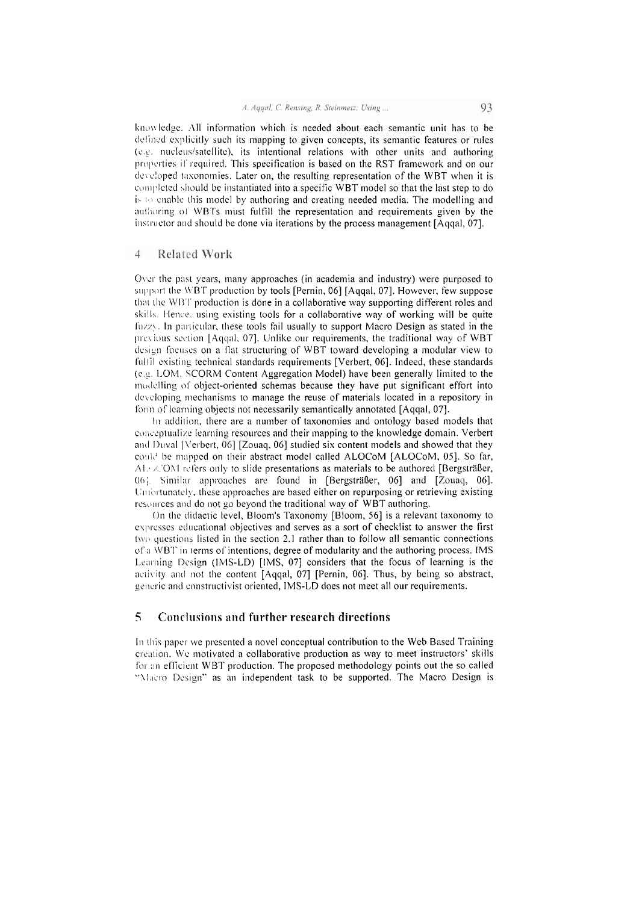knowledge. All information which is needed about each semantic unit has to be defined explicitly such its mapping to given concepts, its semantic features or rules (e.g. nucleus/satellite), its intentional relations with other units and authoring properties if required. This specification is based on the RST framework and on our developed taxonomies. Later on, the resulting representation of the WBT when it is completed should be instantiated into a specific WBT model so that the last step to do is to enable this model by authoring and creating needed media. The modelling and authoring of WBTs must fulfill the representation and requirements given by the instructor and should be done via iterations by the process management [Aqqal, 07].

## 4 Related Work

Over the past years, many approaches (in academia and industry) were purposed to support the WBT production by tools [Pernin, 06] [Aqqal, 07]. However, few suppose that the WBT production is done in a collaborative way supporting different roles and skills. Hence, using existing tools for a collaborative way of working will be quite fuzzy. In particular, these tools fail usually to support Macro Design as stated in the previous section [Aqqal, 07]. Unlike our requirements, the traditional way of WBT design focuses on a flat structuring of WBT toward developing a modular view to fulfil existing technical standards requirements [Verbert, 06]. Indeed, these standards (e.g. LOM, SCORM Content Aggregation Model) have been generally limited to the modelling of object-oriented schemas because they have put significant effort into developing mechanisms to manage the reuse of materials located in a repository in form of learning objects not necessarily semantically annotated [Aqqal, 07].

In addition, there are a number of taxonomies and ontology based models that conceptualize learning resources and their mapping to the knowledge domain. Verbert and Duval [Verbert, 06] [Zouaq, 06] studied six content models and showed that they could be mapped on their abstract model called ALOCoM [ALOCoM, 05]. So far, ALOCOM refers only to slide presentations as materials to be authored [Bergsträßer, 06]. Similar approaches are found in [Bergsträßer, 06] and [Zouaq, 06]. Unfortunately, these approaches are based either on repurposing or retrieving existing resources and do not go beyond the traditional way of WBT authoring.

On the didactic level, Bloom's Taxonomy [Bloom, 56] is a relevant taxonomy to expresses educational objectives and serves as a sort of checklist to answer the first two questions listed in the section 2.1 rather than to follow all semantic connections of a WBT in terms of intentions, degree of modularity and the authoring process. IMS Learning Design (IMS-LD) [IMS, 07] considers that the focus of learning is the activity and not the content [Aqqal, 07] [Pernin, 06]. Thus, by being so abstract, generic and constructivist oriented, IMS-LD does not meet all our requirements.

## 5 Conclusions and further research directions

In this paper we presented a novel conceptual contribution to the Web Based Training creation. We motivated a collaborative production as way to meet instructors' skills for an efficient WBT production. The proposed methodology points out the so called "Macro Design" as an independent task to be supported. The Macro Design is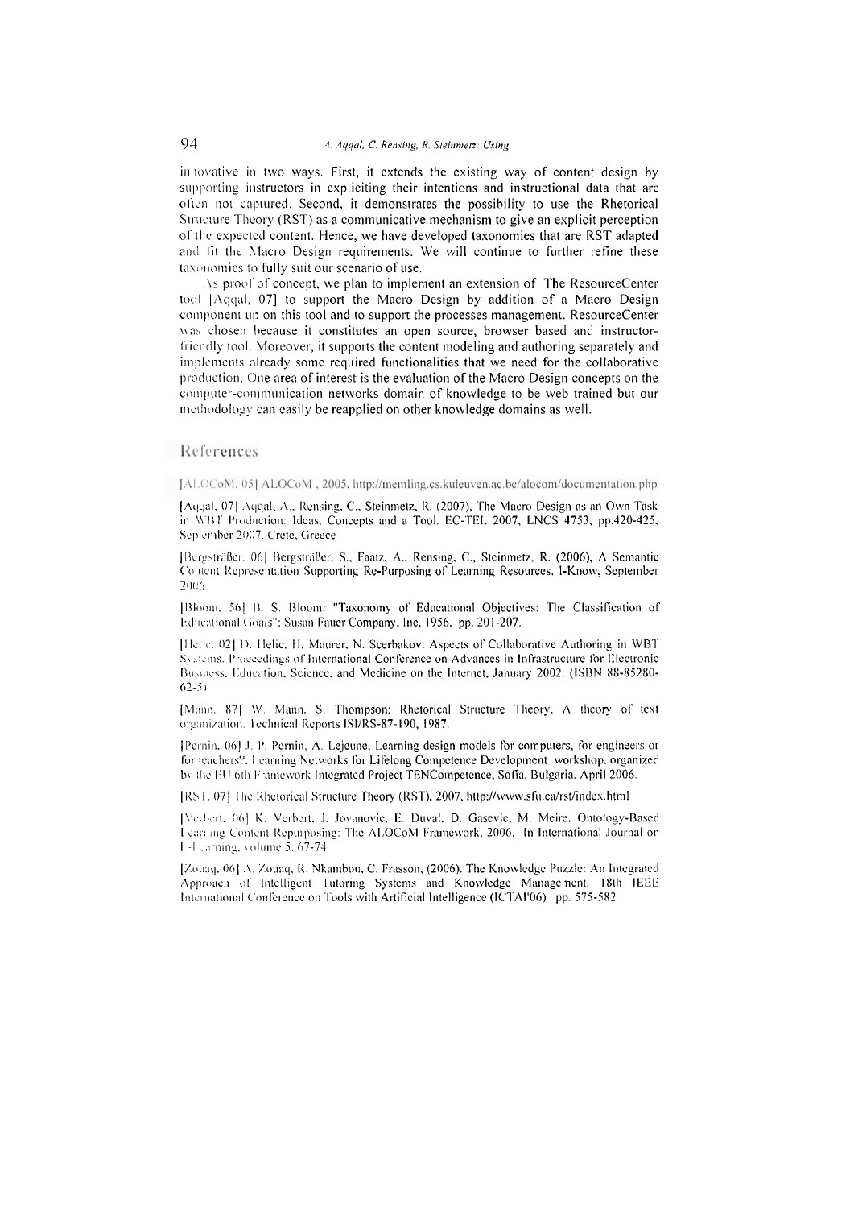innovative in two ways. First, it extends the existing way of content design by supporting instructors in expliciting their intentions and instructional data that are often not captured. Second, it demonstrates the possibility to use the Rhetorical Structure Theory (RST) as a communicative mechanism to give an explicit perception of the expected content. Hence, we have developed taxonomies that are RST adapted and fit the Macro Design requirements. We will continue to further refine these taxonomies to fully suit our scenario of use.

As proof of concept, we plan to implement an extension of The ResourceCenter tool [Aqqal, 07] to support the Macro Design by addition of a Macro Design component up on this tool and to support the processes management. ResourceCenter was chosen because it constitutes an open source, browser based and instructor-friendly tool. Moreover, it supports the content modeling and authoring separately and implements already some required functionalities that we need for the collaborative production. One area of interest is the evaluation of the Macro Design concepts on the computer-communication networks domain of knowledge to be web trained but our methodology can easily be reapplied on other knowledge domains as well.

## References

[ALOCoM, 05] ALOCoM , 2005, http://memling.cs.kuleuven.ac.be/alocom/documentation.php

[Aqqal, 07] Aqqal, A., Rensing, C., Steinmetz, R. (2007), The Macro Design as an Own Task in WBT Production: Ideas, Concepts and a Tool. EC-TEL 2007, LNCS 4753, pp.420-425, September 2007. Crete, Greece

[Bergsträßer, 06] Bergsträßer, S., Faatz, A., Rensing, C., Steinmetz, R. (2006), A Semantic Content Representation Supporting Re-Purposing of Learning Resources. I-Know, September 2006

[Bloom, 56] B. S. Bloom: "Taxonomy of Educational Objectives: The Classification of Educational Goals"; Susan Fauer Company, Inc. 1956. pp. 201-207.

[Helic, 02] D. Helic, H. Maurer, N. Scerbakov: Aspects of Collaborative Authoring in WBT Systems. Proceedings of International Conference on Advances in Infrastructure for Electronic Business, Education, Science, and Medicine on the Internet, January 2002. (ISBN 88-85280-62-5)

[Mann, 87] W. Mann, S. Thompson: Rhetorical Structure Theory, A theory of text organization. Technical Reports ISI/RS-87-190, 1987.

[Pernin, 06] J. P. Pernin, A. Lejeune, Learning design models for computers, for engineers or for teachers?, Learning Networks for Lifelong Competence Development workshop, organized by the EU 6th Framework Integrated Project TENCompetence, Sofia, Bulgaria, April 2006.

[RST, 07] The Rhetorical Structure Theory (RST), 2007, http://www.sfu.ca/rst/index.html

[Verbert, 06] K. Verbert, J. Jovanovic, E. Duval, D. Gasevic, M. Meire, Ontology-Based Learning Content Repurposing: The ALOCoM Framework, 2006, In International Journal on E-Learning, volume 5, 67-74.

[Zouaq, 06] A. Zouaq, R. Nkambou, C. Frasson, (2006). The Knowledge Puzzle: An Integrated Approach of Intelligent Tutoring Systems and Knowledge Management. 18th IEEE International Conference on Tools with Artificial Intelligence (ICTAI'06) pp. 575-582